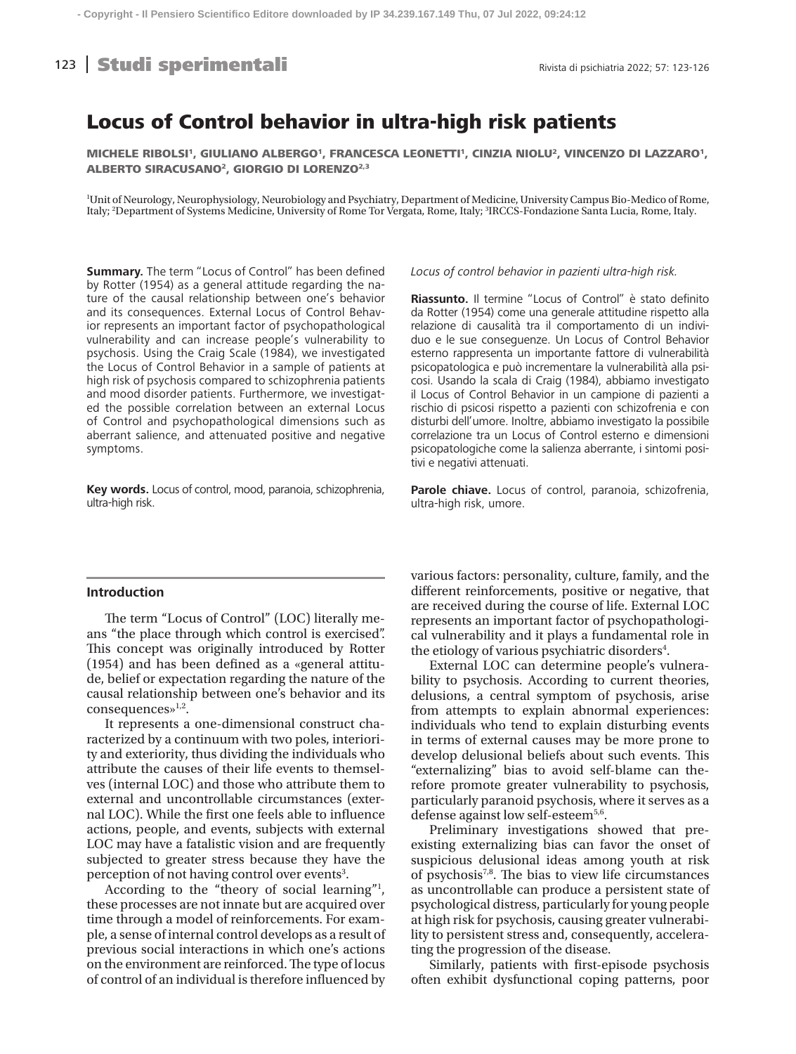Studi sperimentali

# Locus of Control behavior in ultra-high risk patients

**MICHELE RIBOLSI[1], GIULIANO ALBERGO[1], FRANCESCA LEONETTI[1], CINZIA NIOLU[2], VINCENZO DI LAZZARO[1], ALBERTO SIRACUSANO[2], GIORGIO DI LORENZO[2,3]**

[1]Unit of Neurology, Neurophysiology, Neurobiology and Psychiatry, Department of Medicine, University Campus Bio-Medico of Rome, Italy; [2]Department of Systems Medicine, University of Rome Tor Vergata, Rome, Italy; [3]IRCCS-Fondazione Santa Lucia, Rome, Italy.

**Summary.** The term "Locus of Control" has been defined by Rotter (1954) as a general attitude regarding the nature of the causal relationship between one's behavior and its consequences. External Locus of Control Behavior represents an important factor of psychopathological vulnerability and can increase people's vulnerability to psychosis. Using the Craig Scale (1984), we investigated the Locus of Control Behavior in a sample of patients at high risk of psychosis compared to schizophrenia patients and mood disorder patients. Furthermore, we investigated the possible correlation between an external Locus of Control and psychopathological dimensions such as aberrant salience, and attenuated positive and negative symptoms.

**Key words.** Locus of control, mood, paranoia, schizophrenia, ultra-high risk.

*Locus of control behavior in pazienti ultra-high risk.*

**Riassunto.** Il termine "Locus of Control" è stato definito da Rotter (1954) come una generale attitudine rispetto alla relazione di causalità tra il comportamento di un individuo e le sue conseguenze. Un Locus of Control Behavior esterno rappresenta un importante fattore di vulnerabilità psicopatologica e può incrementare la vulnerabilità alla psicosi. Usando la scala di Craig (1984), abbiamo investigato il Locus of Control Behavior in un campione di pazienti a rischio di psicosi rispetto a pazienti con schizofrenia e con disturbi dell'umore. Inoltre, abbiamo investigato la possibile correlazione tra un Locus of Control esterno e dimensioni psicopatologiche come la salienza aberrante, i sintomi positivi e negativi attenuati.

**Parole chiave.** Locus of control, paranoia, schizofrenia, ultra-high risk, umore.

## Introduction

The term "Locus of Control" (LOC) literally means "the place through which control is exercised". This concept was originally introduced by Rotter (1954) and has been defined as a «general attitude, belief or expectation regarding the nature of the causal relationship between one's behavior and its consequences»[1,2].

It represents a one-dimensional construct characterized by a continuum with two poles, interiority and exteriority, thus dividing the individuals who attribute the causes of their life events to themselves (internal LOC) and those who attribute them to external and uncontrollable circumstances (external LOC). While the first one feels able to influence actions, people, and events, subjects with external LOC may have a fatalistic vision and are frequently subjected to greater stress because they have the perception of not having control over events[3].

According to the "theory of social learning"[1], these processes are not innate but are acquired over time through a model of reinforcements. For example, a sense of internal control develops as a result of previous social interactions in which one's actions on the environment are reinforced. The type of locus of control of an individual is therefore influenced by various factors: personality, culture, family, and the different reinforcements, positive or negative, that are received during the course of life. External LOC represents an important factor of psychopathological vulnerability and it plays a fundamental role in the etiology of various psychiatric disorders[4].

External LOC can determine people's vulnerability to psychosis. According to current theories, delusions, a central symptom of psychosis, arise from attempts to explain abnormal experiences: individuals who tend to explain disturbing events in terms of external causes may be more prone to develop delusional beliefs about such events. This "externalizing" bias to avoid self-blame can therefore promote greater vulnerability to psychosis, particularly paranoid psychosis, where it serves as a defense against low self-esteem[5,6].

Preliminary investigations showed that preexisting externalizing bias can favor the onset of suspicious delusional ideas among youth at risk of psychosis[7,8]. The bias to view life circumstances as uncontrollable can produce a persistent state of psychological distress, particularly for young people at high risk for psychosis, causing greater vulnerability to persistent stress and, consequently, accelerating the progression of the disease.

Similarly, patients with first-episode psychosis often exhibit dysfunctional coping patterns, poor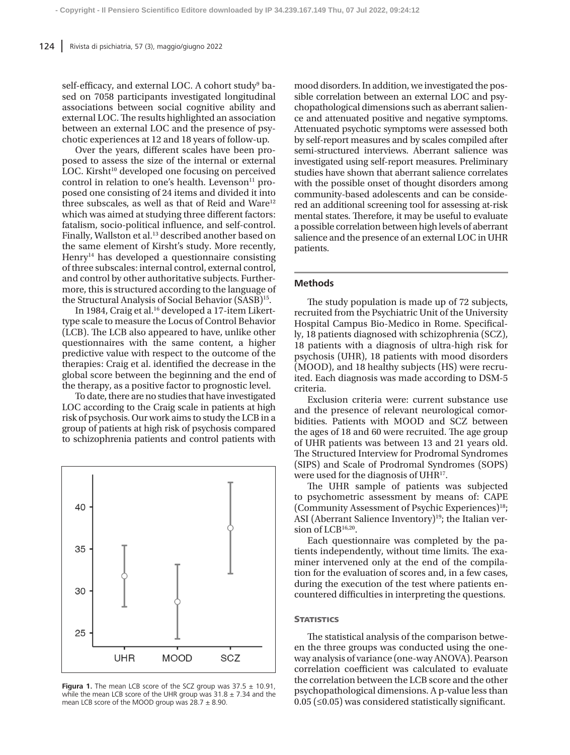self-efficacy, and external LOC. A cohort study[9] based on 7058 participants investigated longitudinal associations between social cognitive ability and external LOC. The results highlighted an association between an external LOC and the presence of psychotic experiences at 12 and 18 years of follow-up.

Over the years, different scales have been proposed to assess the size of the internal or external LOC. Kirsht[10] developed one focusing on perceived control in relation to one's health. Levenson[11] proposed one consisting of 24 items and divided it into three subscales, as well as that of Reid and Ware[12] which was aimed at studying three different factors: fatalism, socio-political influence, and self-control. Finally, Wallston et al.[13] described another based on the same element of Kirsht's study. More recently, Henry[14] has developed a questionnaire consisting of three subscales: internal control, external control, and control by other authoritative subjects. Furthermore, this is structured according to the language of the Structural Analysis of Social Behavior (SASB)[15].

In 1984, Craig et al.[16] developed a 17-item Likert-type scale to measure the Locus of Control Behavior (LCB). The LCB also appeared to have, unlike other questionnaires with the same content, a higher predictive value with respect to the outcome of the therapies: Craig et al. identified the decrease in the global score between the beginning and the end of the therapy, as a positive factor to prognostic level.

To date, there are no studies that have investigated LOC according to the Craig scale in patients at high risk of psychosis. Our work aims to study the LCB in a group of patients at high risk of psychosis compared to schizophrenia patients and control patients with mood disorders. In addition, we investigated the possible correlation between an external LOC and psychopathological dimensions such as aberrant salience and attenuated positive and negative symptoms. Attenuated psychotic symptoms were assessed both by self-report measures and by scales compiled after semi-structured interviews. Aberrant salience was investigated using self-report measures. Preliminary studies have shown that aberrant salience correlates with the possible onset of thought disorders among community-based adolescents and can be considered an additional screening tool for assessing at-risk mental states. Therefore, it may be useful to evaluate a possible correlation between high levels of aberrant salience and the presence of an external LOC in UHR patients.

40
35
30
25
UHR
MOOD
SCZ

**Figura 1.** The mean LCB score of the SCZ group was 37.5 ± 10.91, while the mean LCB score of the UHR group was 31.8 ± 7.34 and the mean LCB score of the MOOD group was 28.7 ± 8.90.

## Methods

The study population is made up of 72 subjects, recruited from the Psychiatric Unit of the University Hospital Campus Bio-Medico in Rome. Specifically, 18 patients diagnosed with schizophrenia (SCZ), 18 patients with a diagnosis of ultra-high risk for psychosis (UHR), 18 patients with mood disorders (MOOD), and 18 healthy subjects (HS) were recruited. Each diagnosis was made according to DSM-5 criteria.

Exclusion criteria were: current substance use and the presence of relevant neurological comorbidities. Patients with MOOD and SCZ between the ages of 18 and 60 were recruited. The age group of UHR patients was between 13 and 21 years old. The Structured Interview for Prodromal Syndromes (SIPS) and Scale of Prodromal Syndromes (SOPS) were used for the diagnosis of UHR[17].

The UHR sample of patients was subjected to psychometric assessment by means of: CAPE (Community Assessment of Psychic Experiences)[18]; ASI (Aberrant Salience Inventory)[19]; the Italian version of LCB[16,20].

Each questionnaire was completed by the patients independently, without time limits. The examiner intervened only at the end of the compilation for the evaluation of scores and, in a few cases, during the execution of the test where patients encountered difficulties in interpreting the questions.

### Statistics

The statistical analysis of the comparison between the three groups was conducted using the one-way analysis of variance (one-way ANOVA). Pearson correlation coefficient was calculated to evaluate the correlation between the LCB score and the other psychopathological dimensions. A p-value less than 0.05 ($\leq 0.05$) was considered statistically significant.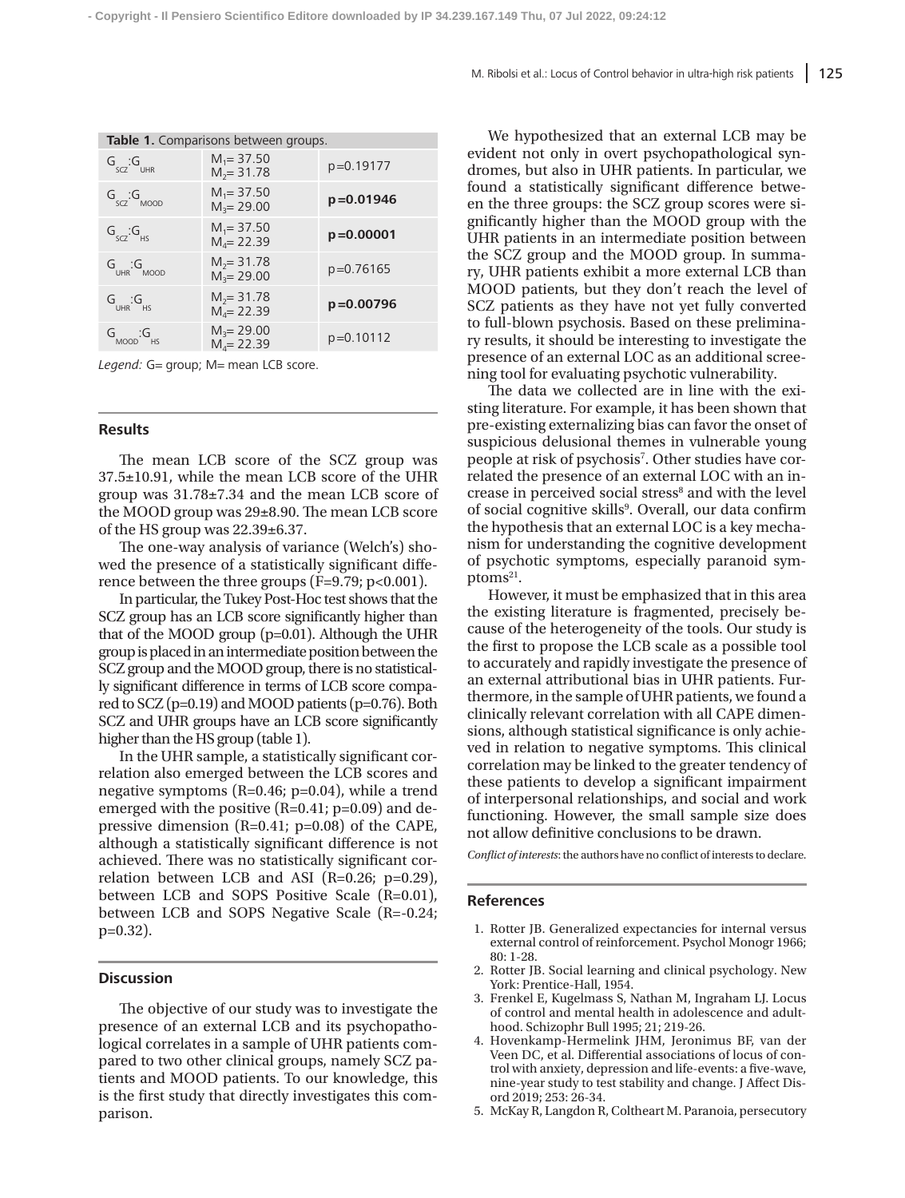**Table 1.** Comparisons between groups.

| | | |
|---|---|---|
| $G_{SCZ}:G_{UHR}$ | $M_1$= 37.50 $M_2$= 31.78 | p=0.19177 |
| $G_{SCZ}:G_{MOOD}$ | $M_1$= 37.50 $M_3$= 29.00 | **p=0.01946** |
| $G_{SCZ}:G_{HS}$ | $M_1$= 37.50 $M_4$= 22.39 | **p=0.00001** |
| $G_{UHR}:G_{MOOD}$ | $M_2$= 31.78 $M_3$= 29.00 | p=0.76165 |
| $G_{UHR}:G_{HS}$ | $M_2$= 31.78 $M_4$= 22.39 | **p=0.00796** |
| $G_{MOOD}:G_{HS}$ | $M_3$= 29.00 $M_4$= 22.39 | p=0.10112 |

*Legend:* G= group; M= mean LCB score.

## Results

The mean LCB score of the SCZ group was 37.5±10.91, while the mean LCB score of the UHR group was 31.78±7.34 and the mean LCB score of the MOOD group was 29±8.90. The mean LCB score of the HS group was 22.39±6.37.

The one-way analysis of variance (Welch's) showed the presence of a statistically significant difference between the three groups (F=9.79; p<0.001).

In particular, the Tukey Post-Hoc test shows that the SCZ group has an LCB score significantly higher than that of the MOOD group (p=0.01). Although the UHR group is placed in an intermediate position between the SCZ group and the MOOD group, there is no statistically significant difference in terms of LCB score compared to SCZ (p=0.19) and MOOD patients (p=0.76). Both SCZ and UHR groups have an LCB score significantly higher than the HS group (table 1).

In the UHR sample, a statistically significant correlation also emerged between the LCB scores and negative symptoms (R=0.46; p=0.04), while a trend emerged with the positive (R=0.41; p=0.09) and depressive dimension (R=0.41; p=0.08) of the CAPE, although a statistically significant difference is not achieved. There was no statistically significant correlation between LCB and ASI (R=0.26; p=0.29), between LCB and SOPS Positive Scale (R=0.01), between LCB and SOPS Negative Scale (R=-0.24; p=0.32).

## Discussion

The objective of our study was to investigate the presence of an external LCB and its psychopathological correlates in a sample of UHR patients compared to two other clinical groups, namely SCZ patients and MOOD patients. To our knowledge, this is the first study that directly investigates this comparison.

We hypothesized that an external LCB may be evident not only in overt psychopathological syndromes, but also in UHR patients. In particular, we found a statistically significant difference between the three groups: the SCZ group scores were significantly higher than the MOOD group with the UHR patients in an intermediate position between the SCZ group and the MOOD group. In summary, UHR patients exhibit a more external LCB than MOOD patients, but they don't reach the level of SCZ patients as they have not yet fully converted to full-blown psychosis. Based on these preliminary results, it should be interesting to investigate the presence of an external LOC as an additional screening tool for evaluating psychotic vulnerability.

The data we collected are in line with the existing literature. For example, it has been shown that pre-existing externalizing bias can favor the onset of suspicious delusional themes in vulnerable young people at risk of psychosis[7]. Other studies have correlated the presence of an external LOC with an increase in perceived social stress[8] and with the level of social cognitive skills[9]. Overall, our data confirm the hypothesis that an external LOC is a key mechanism for understanding the cognitive development of psychotic symptoms, especially paranoid symptoms[21].

However, it must be emphasized that in this area the existing literature is fragmented, precisely because of the heterogeneity of the tools. Our study is the first to propose the LCB scale as a possible tool to accurately and rapidly investigate the presence of an external attributional bias in UHR patients. Furthermore, in the sample of UHR patients, we found a clinically relevant correlation with all CAPE dimensions, although statistical significance is only achieved in relation to negative symptoms. This clinical correlation may be linked to the greater tendency of these patients to develop a significant impairment of interpersonal relationships, and social and work functioning. However, the small sample size does not allow definitive conclusions to be drawn.

*Conflict of interests*: the authors have no conflict of interests to declare.

## References

1. Rotter JB. Generalized expectancies for internal versus external control of reinforcement. Psychol Monogr 1966; 80: 1-28.
2. Rotter JB. Social learning and clinical psychology. New York: Prentice-Hall, 1954.
3. Frenkel E, Kugelmass S, Nathan M, Ingraham LJ. Locus of control and mental health in adolescence and adulthood. Schizophr Bull 1995; 21; 219-26.
4. Hovenkamp-Hermelink JHM, Jeronimus BF, van der Veen DC, et al. Differential associations of locus of control with anxiety, depression and life-events: a five-wave, nine-year study to test stability and change. J Affect Disord 2019; 253: 26-34.
5. McKay R, Langdon R, Coltheart M. Paranoia, persecutory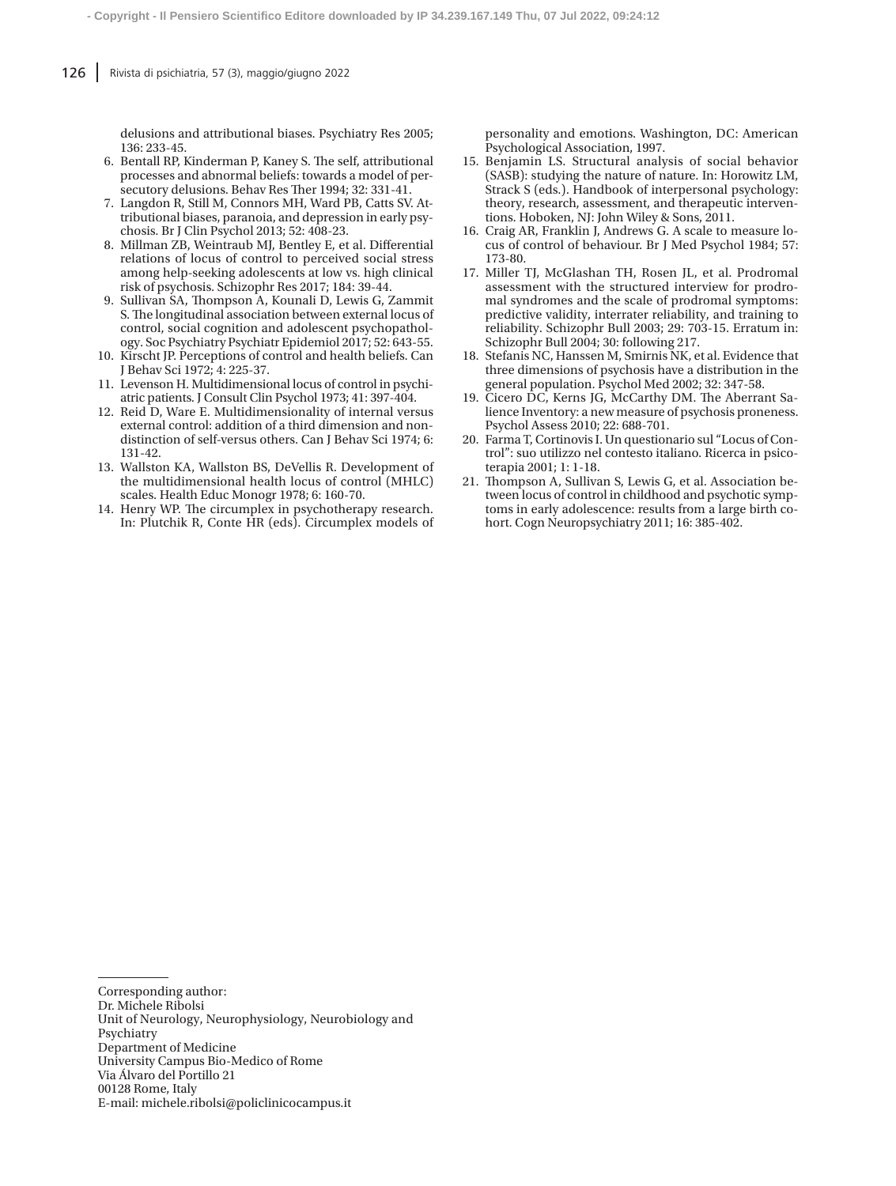delusions and attributional biases. Psychiatry Res 2005; 136: 233-45.

6. Bentall RP, Kinderman P, Kaney S. The self, attributional processes and abnormal beliefs: towards a model of persecutory delusions. Behav Res Ther 1994; 32: 331-41.
7. Langdon R, Still M, Connors MH, Ward PB, Catts SV. Attributional biases, paranoia, and depression in early psychosis. Br J Clin Psychol 2013; 52: 408-23.
8. Millman ZB, Weintraub MJ, Bentley E, et al. Differential relations of locus of control to perceived social stress among help-seeking adolescents at low vs. high clinical risk of psychosis. Schizophr Res 2017; 184: 39-44.
9. Sullivan SA, Thompson A, Kounali D, Lewis G, Zammit S. The longitudinal association between external locus of control, social cognition and adolescent psychopathology. Soc Psychiatry Psychiatr Epidemiol 2017; 52: 643-55.
10. Kirscht JP. Perceptions of control and health beliefs. Can J Behav Sci 1972; 4: 225-37.
11. Levenson H. Multidimensional locus of control in psychiatric patients. J Consult Clin Psychol 1973; 41: 397-404.
12. Reid D, Ware E. Multidimensionality of internal versus external control: addition of a third dimension and non-distinction of self-versus others. Can J Behav Sci 1974; 6: 131-42.
13. Wallston KA, Wallston BS, DeVellis R. Development of the multidimensional health locus of control (MHLC) scales. Health Educ Monogr 1978; 6: 160-70.
14. Henry WP. The circumplex in psychotherapy research. In: Plutchik R, Conte HR (eds). Circumplex models of personality and emotions. Washington, DC: American Psychological Association, 1997.
15. Benjamin LS. Structural analysis of social behavior (SASB): studying the nature of nature. In: Horowitz LM, Strack S (eds.). Handbook of interpersonal psychology: theory, research, assessment, and therapeutic interventions. Hoboken, NJ: John Wiley & Sons, 2011.
16. Craig AR, Franklin J, Andrews G. A scale to measure locus of control of behaviour. Br J Med Psychol 1984; 57: 173-80.
17. Miller TJ, McGlashan TH, Rosen JL, et al. Prodromal assessment with the structured interview for prodromal syndromes and the scale of prodromal symptoms: predictive validity, interrater reliability, and training to reliability. Schizophr Bull 2003; 29: 703-15. Erratum in: Schizophr Bull 2004; 30: following 217.
18. Stefanis NC, Hanssen M, Smirnis NK, et al. Evidence that three dimensions of psychosis have a distribution in the general population. Psychol Med 2002; 32: 347-58.
19. Cicero DC, Kerns JG, McCarthy DM. The Aberrant Salience Inventory: a new measure of psychosis proneness. Psychol Assess 2010; 22: 688-701.
20. Farma T, Cortinovis I. Un questionario sul "Locus of Control": suo utilizzo nel contesto italiano. Ricerca in psicoterapia 2001; 1: 1-18.
21. Thompson A, Sullivan S, Lewis G, et al. Association between locus of control in childhood and psychotic symptoms in early adolescence: results from a large birth cohort. Cogn Neuropsychiatry 2011; 16: 385-402.

---

Corresponding author:
Dr. Michele Ribolsi
Unit of Neurology, Neurophysiology, Neurobiology and Psychiatry
Department of Medicine
University Campus Bio-Medico of Rome
Via Álvaro del Portillo 21
00128 Rome, Italy
E-mail: michele.ribolsi@policlinicocampus.it